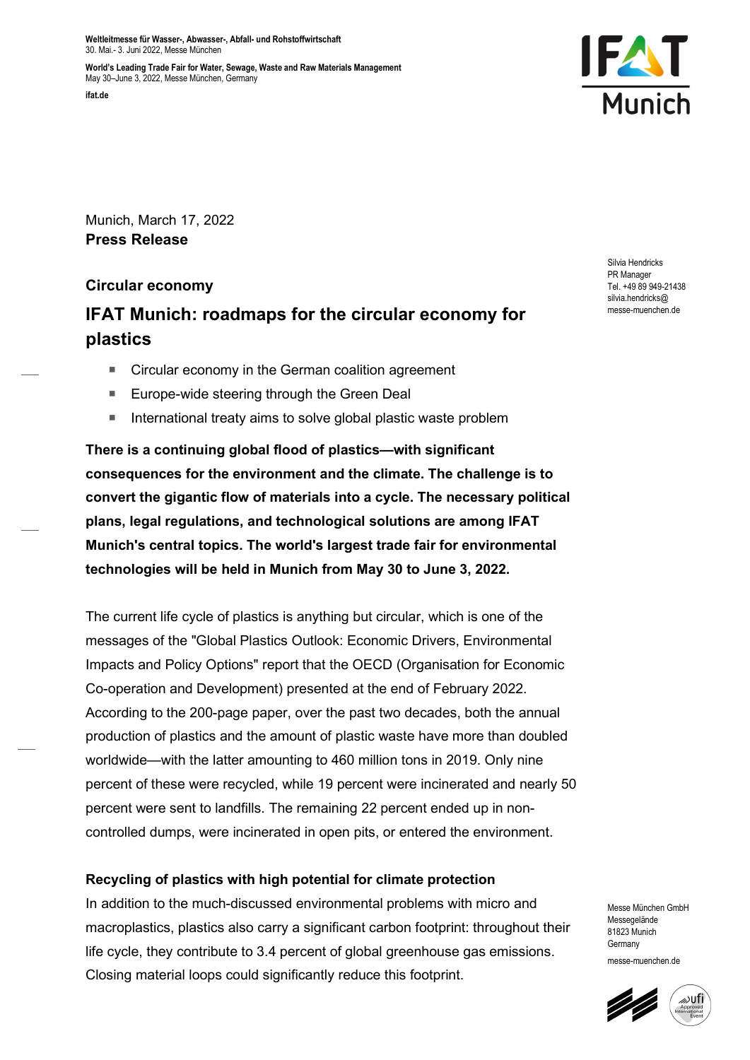Weltleitmesse für Wasser-, Abwasser-, Abfall- und Rohstoffwirtschaft
30. Mai.- 3. Juni 2022, Messe München

World's Leading Trade Fair for Water, Sewage, Waste and Raw Materials Management
May 30–June 3, 2022, Messe München, Germany

ifat.de

Munich, March 17, 2022
**Press Release**

Silvia Hendricks
PR Manager
Tel. +49 89 949-21438
silvia.hendricks@messe-muenchen.de

**Circular economy**

## IFAT Munich: roadmaps for the circular economy for plastics

- Circular economy in the German coalition agreement
- Europe-wide steering through the Green Deal
- International treaty aims to solve global plastic waste problem

**There is a continuing global flood of plastics—with significant consequences for the environment and the climate. The challenge is to convert the gigantic flow of materials into a cycle. The necessary political plans, legal regulations, and technological solutions are among IFAT Munich's central topics. The world's largest trade fair for environmental technologies will be held in Munich from May 30 to June 3, 2022.**

The current life cycle of plastics is anything but circular, which is one of the messages of the "Global Plastics Outlook: Economic Drivers, Environmental Impacts and Policy Options" report that the OECD (Organisation for Economic Co-operation and Development) presented at the end of February 2022. According to the 200-page paper, over the past two decades, both the annual production of plastics and the amount of plastic waste have more than doubled worldwide—with the latter amounting to 460 million tons in 2019. Only nine percent of these were recycled, while 19 percent were incinerated and nearly 50 percent were sent to landfills. The remaining 22 percent ended up in non-controlled dumps, were incinerated in open pits, or entered the environment.

**Recycling of plastics with high potential for climate protection**

In addition to the much-discussed environmental problems with micro and macroplastics, plastics also carry a significant carbon footprint: throughout their life cycle, they contribute to 3.4 percent of global greenhouse gas emissions. Closing material loops could significantly reduce this footprint.

Messe München GmbH
Messegelände
81823 Munich
Germany
messe-muenchen.de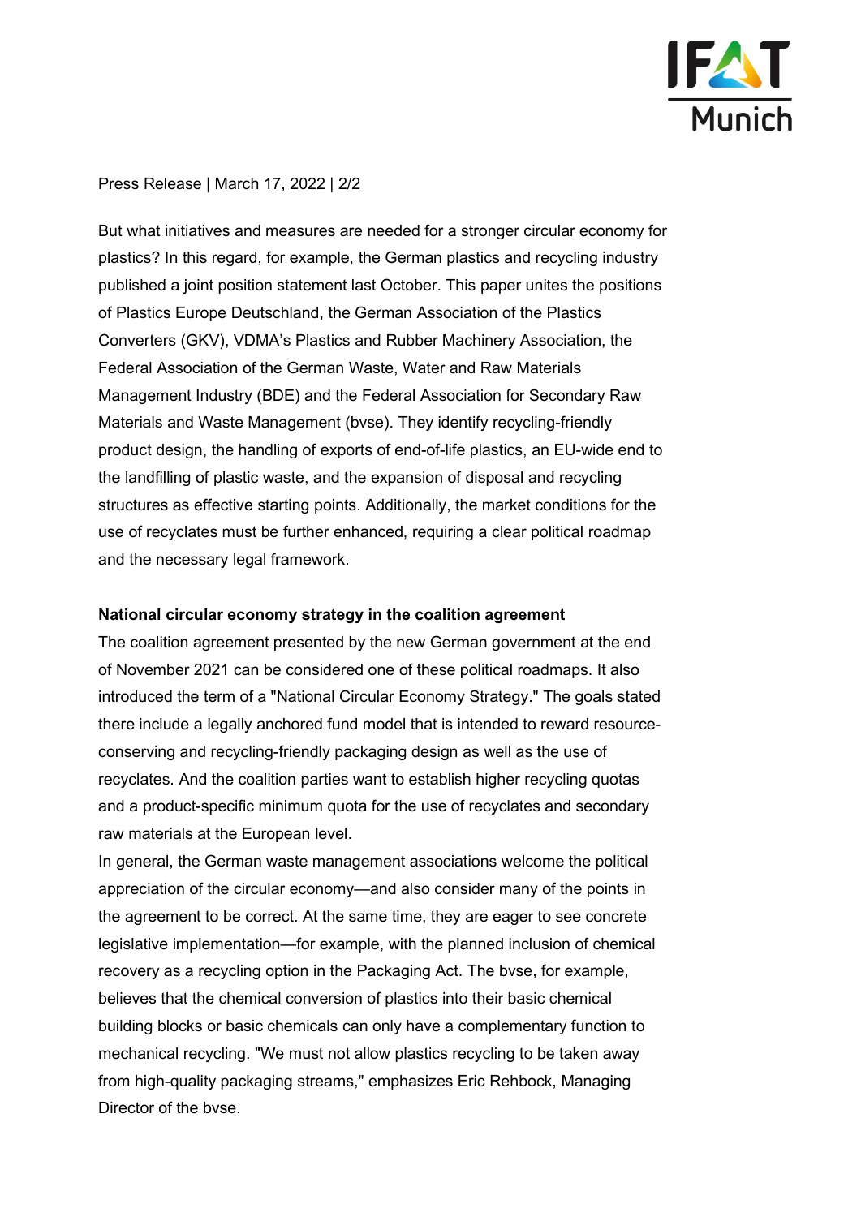But what initiatives and measures are needed for a stronger circular economy for plastics? In this regard, for example, the German plastics and recycling industry published a joint position statement last October. This paper unites the positions of Plastics Europe Deutschland, the German Association of the Plastics Converters (GKV), VDMA's Plastics and Rubber Machinery Association, the Federal Association of the German Waste, Water and Raw Materials Management Industry (BDE) and the Federal Association for Secondary Raw Materials and Waste Management (bvse). They identify recycling-friendly product design, the handling of exports of end-of-life plastics, an EU-wide end to the landfilling of plastic waste, and the expansion of disposal and recycling structures as effective starting points. Additionally, the market conditions for the use of recyclates must be further enhanced, requiring a clear political roadmap and the necessary legal framework.

**National circular economy strategy in the coalition agreement**

The coalition agreement presented by the new German government at the end of November 2021 can be considered one of these political roadmaps. It also introduced the term of a "National Circular Economy Strategy." The goals stated there include a legally anchored fund model that is intended to reward resource-conserving and recycling-friendly packaging design as well as the use of recyclates. And the coalition parties want to establish higher recycling quotas and a product-specific minimum quota for the use of recyclates and secondary raw materials at the European level.

In general, the German waste management associations welcome the political appreciation of the circular economy—and also consider many of the points in the agreement to be correct. At the same time, they are eager to see concrete legislative implementation—for example, with the planned inclusion of chemical recovery as a recycling option in the Packaging Act. The bvse, for example, believes that the chemical conversion of plastics into their basic chemical building blocks or basic chemicals can only have a complementary function to mechanical recycling. "We must not allow plastics recycling to be taken away from high-quality packaging streams," emphasizes Eric Rehbock, Managing Director of the bvse.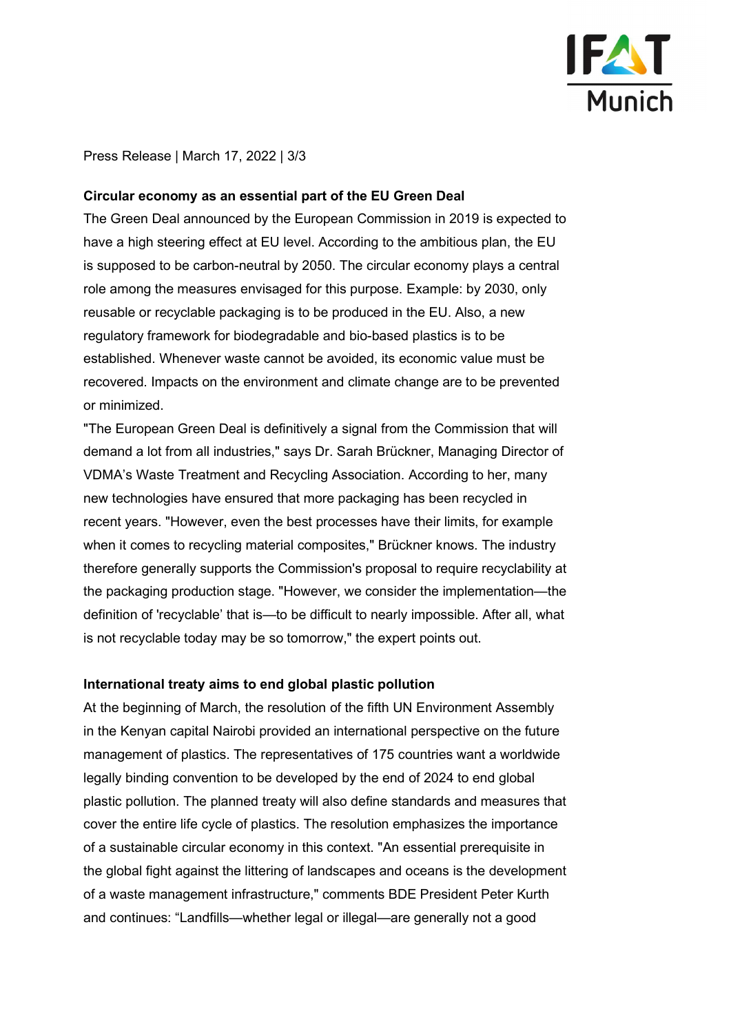Press Release | March 17, 2022 | 3/3

**Circular economy as an essential part of the EU Green Deal**

The Green Deal announced by the European Commission in 2019 is expected to have a high steering effect at EU level. According to the ambitious plan, the EU is supposed to be carbon-neutral by 2050. The circular economy plays a central role among the measures envisaged for this purpose. Example: by 2030, only reusable or recyclable packaging is to be produced in the EU. Also, a new regulatory framework for biodegradable and bio-based plastics is to be established. Whenever waste cannot be avoided, its economic value must be recovered. Impacts on the environment and climate change are to be prevented or minimized.

"The European Green Deal is definitively a signal from the Commission that will demand a lot from all industries," says Dr. Sarah Brückner, Managing Director of VDMA's Waste Treatment and Recycling Association. According to her, many new technologies have ensured that more packaging has been recycled in recent years. "However, even the best processes have their limits, for example when it comes to recycling material composites," Brückner knows. The industry therefore generally supports the Commission's proposal to require recyclability at the packaging production stage. "However, we consider the implementation—the definition of 'recyclable' that is—to be difficult to nearly impossible. After all, what is not recyclable today may be so tomorrow," the expert points out.

**International treaty aims to end global plastic pollution**

At the beginning of March, the resolution of the fifth UN Environment Assembly in the Kenyan capital Nairobi provided an international perspective on the future management of plastics. The representatives of 175 countries want a worldwide legally binding convention to be developed by the end of 2024 to end global plastic pollution. The planned treaty will also define standards and measures that cover the entire life cycle of plastics. The resolution emphasizes the importance of a sustainable circular economy in this context. "An essential prerequisite in the global fight against the littering of landscapes and oceans is the development of a waste management infrastructure," comments BDE President Peter Kurth and continues: "Landfills—whether legal or illegal—are generally not a good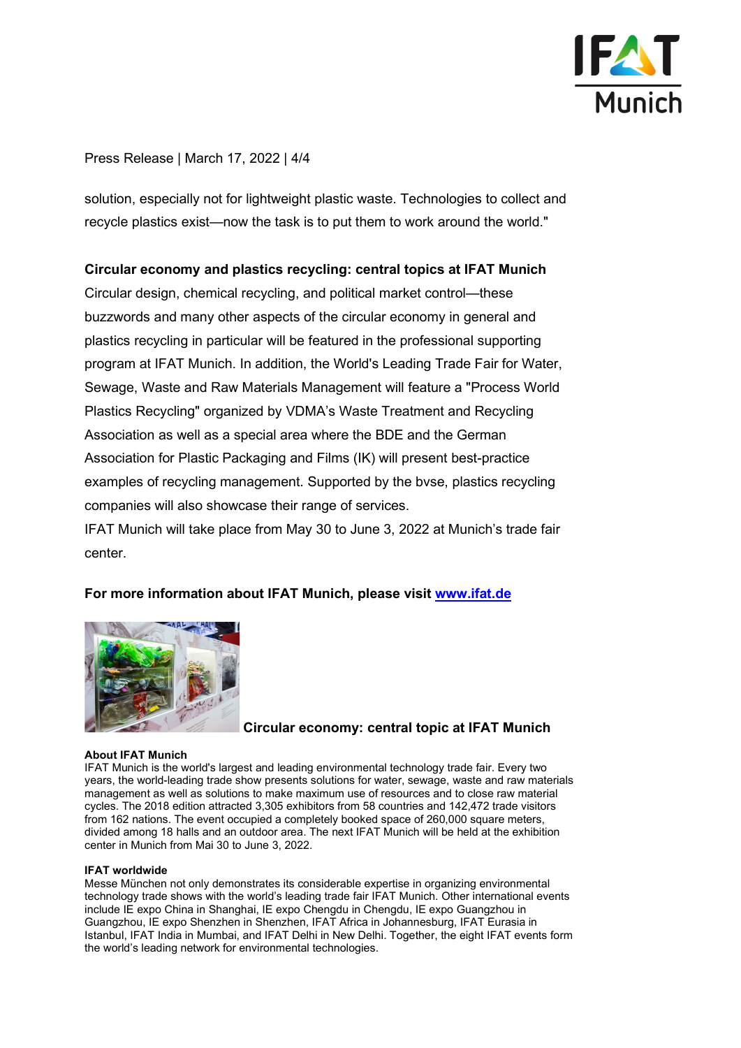solution, especially not for lightweight plastic waste. Technologies to collect and recycle plastics exist—now the task is to put them to work around the world."

**Circular economy and plastics recycling: central topics at IFAT Munich**

Circular design, chemical recycling, and political market control—these buzzwords and many other aspects of the circular economy in general and plastics recycling in particular will be featured in the professional supporting program at IFAT Munich. In addition, the World's Leading Trade Fair for Water, Sewage, Waste and Raw Materials Management will feature a "Process World Plastics Recycling" organized by VDMA's Waste Treatment and Recycling Association as well as a special area where the BDE and the German Association for Plastic Packaging and Films (IK) will present best-practice examples of recycling management. Supported by the bvse, plastics recycling companies will also showcase their range of services.

IFAT Munich will take place from May 30 to June 3, 2022 at Munich's trade fair center.

**For more information about IFAT Munich, please visit [www.ifat.de](www.ifat.de)**

**Circular economy: central topic at IFAT Munich**

**About IFAT Munich**

IFAT Munich is the world's largest and leading environmental technology trade fair. Every two years, the world-leading trade show presents solutions for water, sewage, waste and raw materials management as well as solutions to make maximum use of resources and to close raw material cycles. The 2018 edition attracted 3,305 exhibitors from 58 countries and 142,472 trade visitors from 162 nations. The event occupied a completely booked space of 260,000 square meters, divided among 18 halls and an outdoor area. The next IFAT Munich will be held at the exhibition center in Munich from Mai 30 to June 3, 2022.

**IFAT worldwide**

Messe München not only demonstrates its considerable expertise in organizing environmental technology trade shows with the world's leading trade fair IFAT Munich. Other international events include IE expo China in Shanghai, IE expo Chengdu in Chengdu, IE expo Guangzhou in Guangzhou, IE expo Shenzhen in Shenzhen, IFAT Africa in Johannesburg, IFAT Eurasia in Istanbul, IFAT India in Mumbai, and IFAT Delhi in New Delhi. Together, the eight IFAT events form the world's leading network for environmental technologies.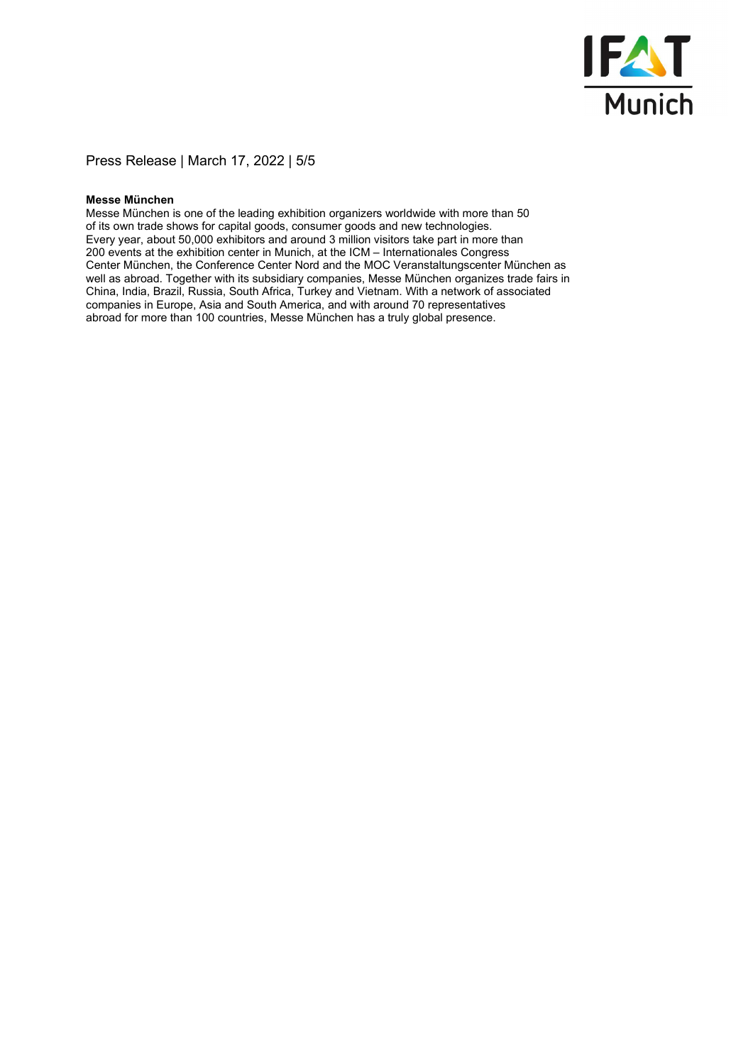**Messe München**

Messe München is one of the leading exhibition organizers worldwide with more than 50 of its own trade shows for capital goods, consumer goods and new technologies. Every year, about 50,000 exhibitors and around 3 million visitors take part in more than 200 events at the exhibition center in Munich, at the ICM – Internationales Congress Center München, the Conference Center Nord and the MOC Veranstaltungscenter München as well as abroad. Together with its subsidiary companies, Messe München organizes trade fairs in China, India, Brazil, Russia, South Africa, Turkey and Vietnam. With a network of associated companies in Europe, Asia and South America, and with around 70 representatives abroad for more than 100 countries, Messe München has a truly global presence.